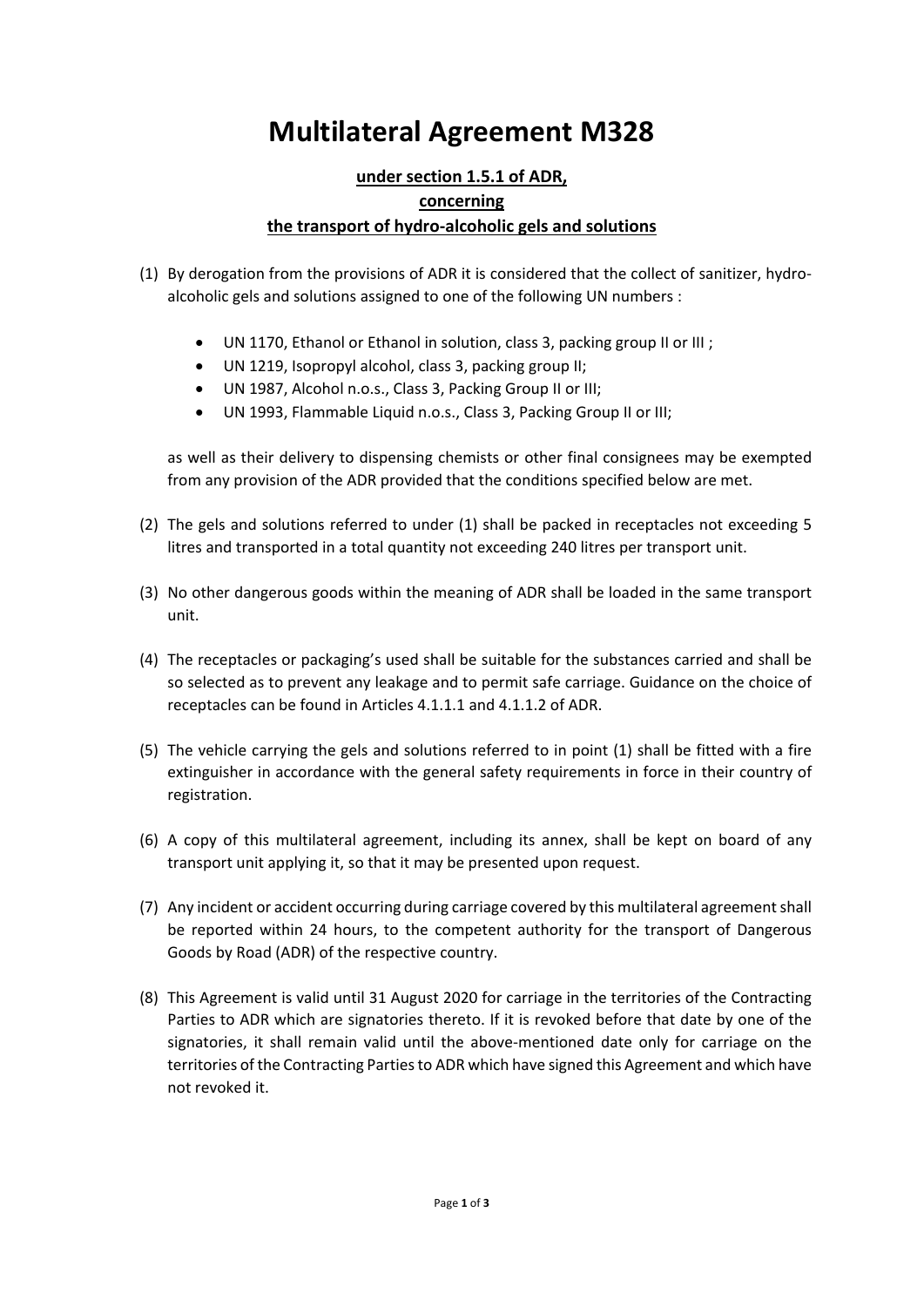# Multilateral Agreement M328

**under section 1.5.1 of ADR,**
**concerning**
**the transport of hydro-alcoholic gels and solutions**

(1) By derogation from the provisions of ADR it is considered that the collect of sanitizer, hydro-alcoholic gels and solutions assigned to one of the following UN numbers :

- UN 1170, Ethanol or Ethanol in solution, class 3, packing group II or III ;
- UN 1219, Isopropyl alcohol, class 3, packing group II;
- UN 1987, Alcohol n.o.s., Class 3, Packing Group II or III;
- UN 1993, Flammable Liquid n.o.s., Class 3, Packing Group II or III;

as well as their delivery to dispensing chemists or other final consignees may be exempted from any provision of the ADR provided that the conditions specified below are met.

(2) The gels and solutions referred to under (1) shall be packed in receptacles not exceeding 5 litres and transported in a total quantity not exceeding 240 litres per transport unit.

(3) No other dangerous goods within the meaning of ADR shall be loaded in the same transport unit.

(4) The receptacles or packaging's used shall be suitable for the substances carried and shall be so selected as to prevent any leakage and to permit safe carriage. Guidance on the choice of receptacles can be found in Articles 4.1.1.1 and 4.1.1.2 of ADR.

(5) The vehicle carrying the gels and solutions referred to in point (1) shall be fitted with a fire extinguisher in accordance with the general safety requirements in force in their country of registration.

(6) A copy of this multilateral agreement, including its annex, shall be kept on board of any transport unit applying it, so that it may be presented upon request.

(7) Any incident or accident occurring during carriage covered by this multilateral agreement shall be reported within 24 hours, to the competent authority for the transport of Dangerous Goods by Road (ADR) of the respective country.

(8) This Agreement is valid until 31 August 2020 for carriage in the territories of the Contracting Parties to ADR which are signatories thereto. If it is revoked before that date by one of the signatories, it shall remain valid until the above-mentioned date only for carriage on the territories of the Contracting Parties to ADR which have signed this Agreement and which have not revoked it.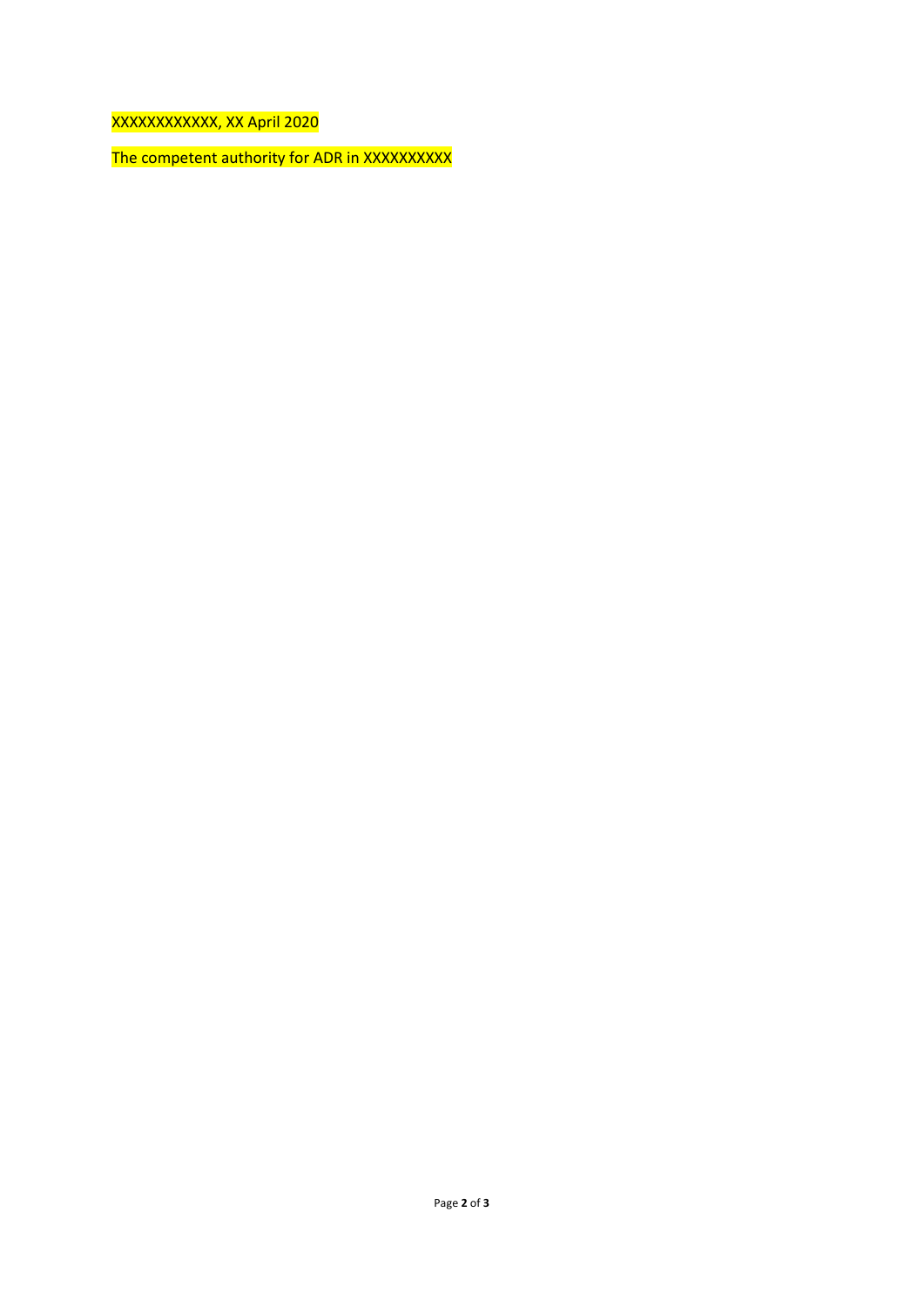XXXXXXXXXXXX, XX April 2020

The competent authority for ADR in XXXXXXXXXX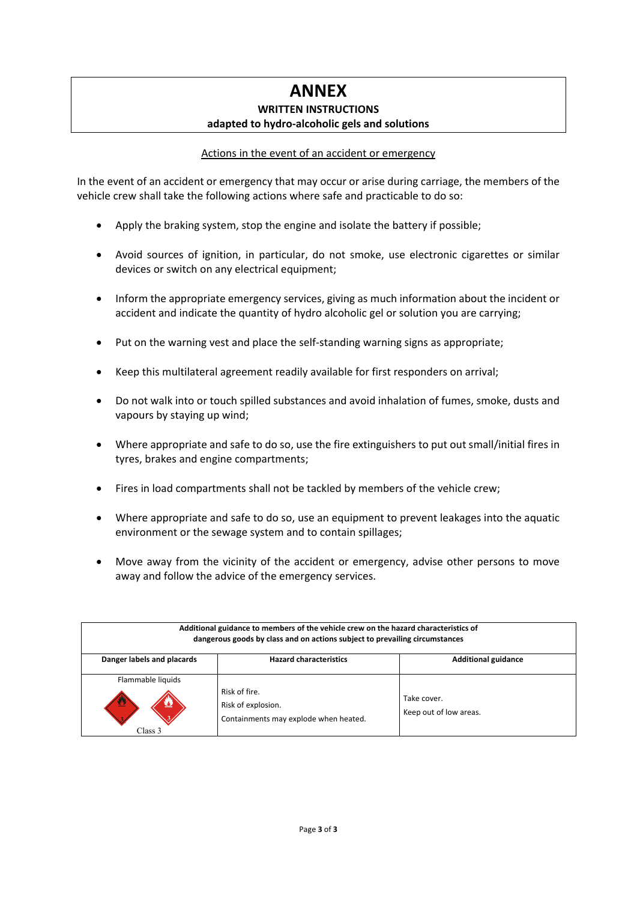# ANNEX

**WRITTEN INSTRUCTIONS**

**adapted to hydro-alcoholic gels and solutions**

Actions in the event of an accident or emergency

In the event of an accident or emergency that may occur or arise during carriage, the members of the vehicle crew shall take the following actions where safe and practicable to do so:

- Apply the braking system, stop the engine and isolate the battery if possible;
- Avoid sources of ignition, in particular, do not smoke, use electronic cigarettes or similar devices or switch on any electrical equipment;
- Inform the appropriate emergency services, giving as much information about the incident or accident and indicate the quantity of hydro alcoholic gel or solution you are carrying;
- Put on the warning vest and place the self-standing warning signs as appropriate;
- Keep this multilateral agreement readily available for first responders on arrival;
- Do not walk into or touch spilled substances and avoid inhalation of fumes, smoke, dusts and vapours by staying up wind;
- Where appropriate and safe to do so, use the fire extinguishers to put out small/initial fires in tyres, brakes and engine compartments;
- Fires in load compartments shall not be tackled by members of the vehicle crew;
- Where appropriate and safe to do so, use an equipment to prevent leakages into the aquatic environment or the sewage system and to contain spillages;
- Move away from the vicinity of the accident or emergency, advise other persons to move away and follow the advice of the emergency services.

**Additional guidance to members of the vehicle crew on the hazard characteristics of dangerous goods by class and on actions subject to prevailing circumstances**

| Danger labels and placards | Hazard characteristics | Additional guidance |
|---|---|---|
| Flammable liquids<br>Class 3 | Risk of fire.<br>Risk of explosion.<br>Containments may explode when heated. | Take cover.<br>Keep out of low areas. |